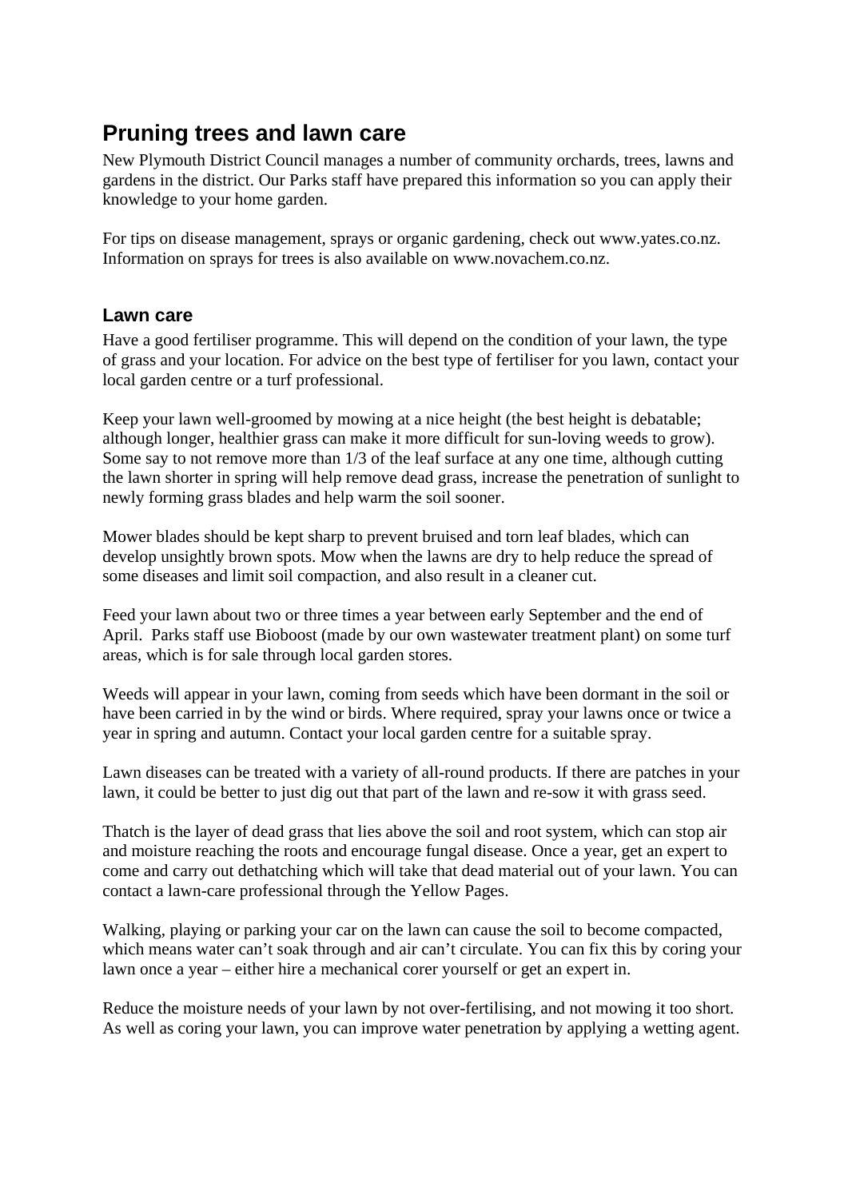# Pruning trees and lawn care

New Plymouth District Council manages a number of community orchards, trees, lawns and gardens in the district. Our Parks staff have prepared this information so you can apply their knowledge to your home garden.

For tips on disease management, sprays or organic gardening, check out www.yates.co.nz. Information on sprays for trees is also available on www.novachem.co.nz.

## Lawn care

Have a good fertiliser programme. This will depend on the condition of your lawn, the type of grass and your location. For advice on the best type of fertiliser for you lawn, contact your local garden centre or a turf professional.

Keep your lawn well-groomed by mowing at a nice height (the best height is debatable; although longer, healthier grass can make it more difficult for sun-loving weeds to grow). Some say to not remove more than 1/3 of the leaf surface at any one time, although cutting the lawn shorter in spring will help remove dead grass, increase the penetration of sunlight to newly forming grass blades and help warm the soil sooner.

Mower blades should be kept sharp to prevent bruised and torn leaf blades, which can develop unsightly brown spots. Mow when the lawns are dry to help reduce the spread of some diseases and limit soil compaction, and also result in a cleaner cut.

Feed your lawn about two or three times a year between early September and the end of April. Parks staff use Bioboost (made by our own wastewater treatment plant) on some turf areas, which is for sale through local garden stores.

Weeds will appear in your lawn, coming from seeds which have been dormant in the soil or have been carried in by the wind or birds. Where required, spray your lawns once or twice a year in spring and autumn. Contact your local garden centre for a suitable spray.

Lawn diseases can be treated with a variety of all-round products. If there are patches in your lawn, it could be better to just dig out that part of the lawn and re-sow it with grass seed.

Thatch is the layer of dead grass that lies above the soil and root system, which can stop air and moisture reaching the roots and encourage fungal disease. Once a year, get an expert to come and carry out dethatching which will take that dead material out of your lawn. You can contact a lawn-care professional through the Yellow Pages.

Walking, playing or parking your car on the lawn can cause the soil to become compacted, which means water can't soak through and air can't circulate. You can fix this by coring your lawn once a year – either hire a mechanical corer yourself or get an expert in.

Reduce the moisture needs of your lawn by not over-fertilising, and not mowing it too short. As well as coring your lawn, you can improve water penetration by applying a wetting agent.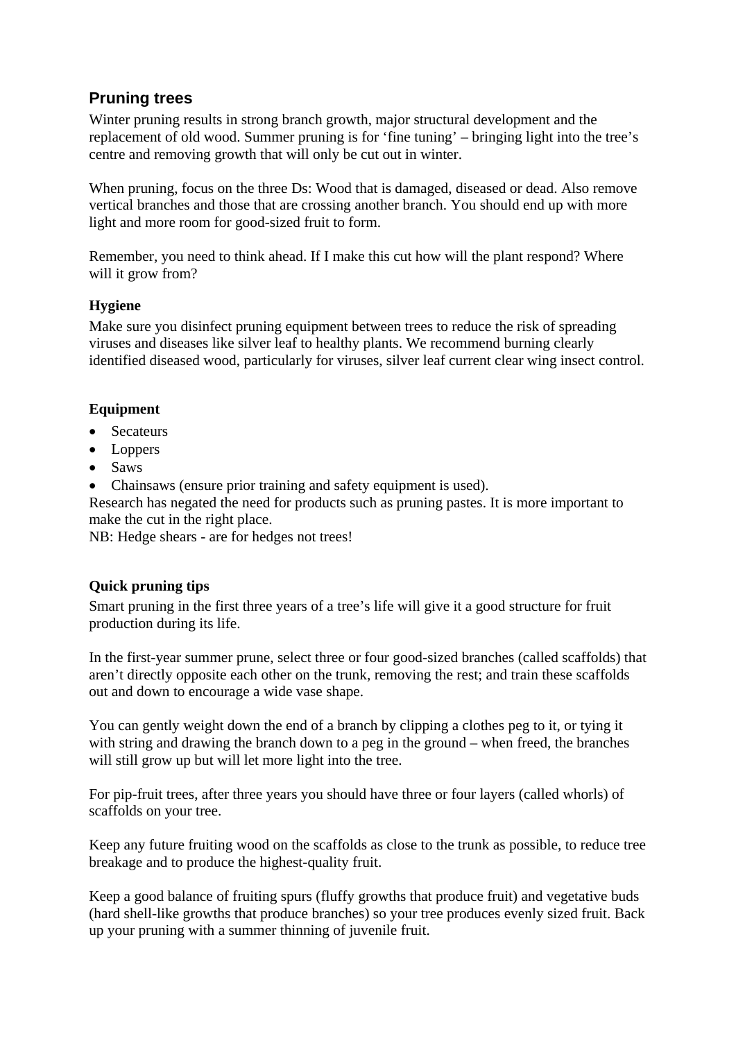## Pruning trees

Winter pruning results in strong branch growth, major structural development and the replacement of old wood. Summer pruning is for 'fine tuning' – bringing light into the tree's centre and removing growth that will only be cut out in winter.

When pruning, focus on the three Ds: Wood that is damaged, diseased or dead. Also remove vertical branches and those that are crossing another branch. You should end up with more light and more room for good-sized fruit to form.

Remember, you need to think ahead. If I make this cut how will the plant respond? Where will it grow from?

### Hygiene

Make sure you disinfect pruning equipment between trees to reduce the risk of spreading viruses and diseases like silver leaf to healthy plants. We recommend burning clearly identified diseased wood, particularly for viruses, silver leaf current clear wing insect control.

### Equipment

- Secateurs
- Loppers
- Saws
- Chainsaws (ensure prior training and safety equipment is used).

Research has negated the need for products such as pruning pastes. It is more important to make the cut in the right place.
NB: Hedge shears - are for hedges not trees!

### Quick pruning tips

Smart pruning in the first three years of a tree's life will give it a good structure for fruit production during its life.

In the first-year summer prune, select three or four good-sized branches (called scaffolds) that aren't directly opposite each other on the trunk, removing the rest; and train these scaffolds out and down to encourage a wide vase shape.

You can gently weight down the end of a branch by clipping a clothes peg to it, or tying it with string and drawing the branch down to a peg in the ground – when freed, the branches will still grow up but will let more light into the tree.

For pip-fruit trees, after three years you should have three or four layers (called whorls) of scaffolds on your tree.

Keep any future fruiting wood on the scaffolds as close to the trunk as possible, to reduce tree breakage and to produce the highest-quality fruit.

Keep a good balance of fruiting spurs (fluffy growths that produce fruit) and vegetative buds (hard shell-like growths that produce branches) so your tree produces evenly sized fruit. Back up your pruning with a summer thinning of juvenile fruit.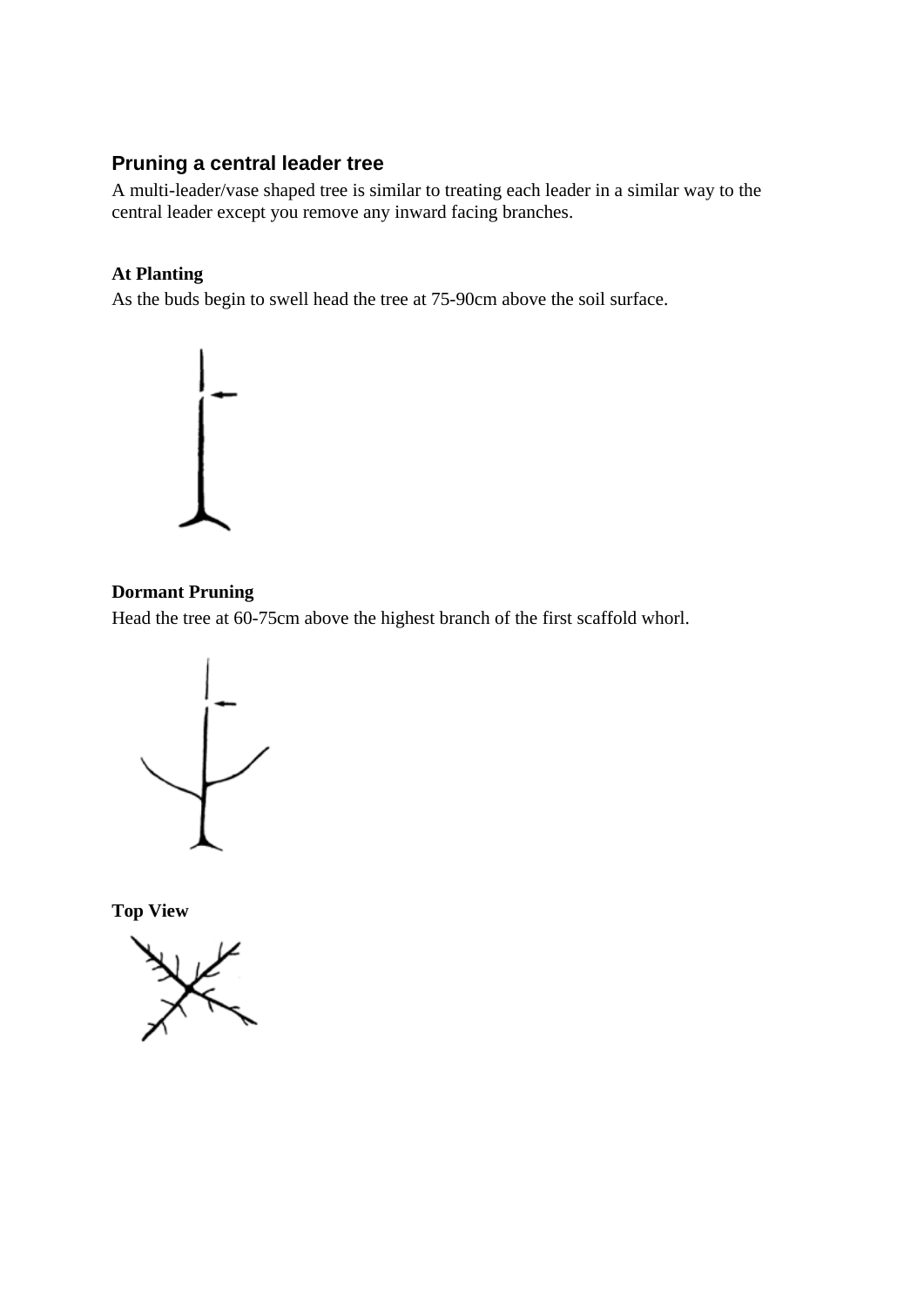## Pruning a central leader tree

A multi-leader/vase shaped tree is similar to treating each leader in a similar way to the central leader except you remove any inward facing branches.

**At Planting**

As the buds begin to swell head the tree at 75-90cm above the soil surface.

**Dormant Pruning**

Head the tree at 60-75cm above the highest branch of the first scaffold whorl.

**Top View**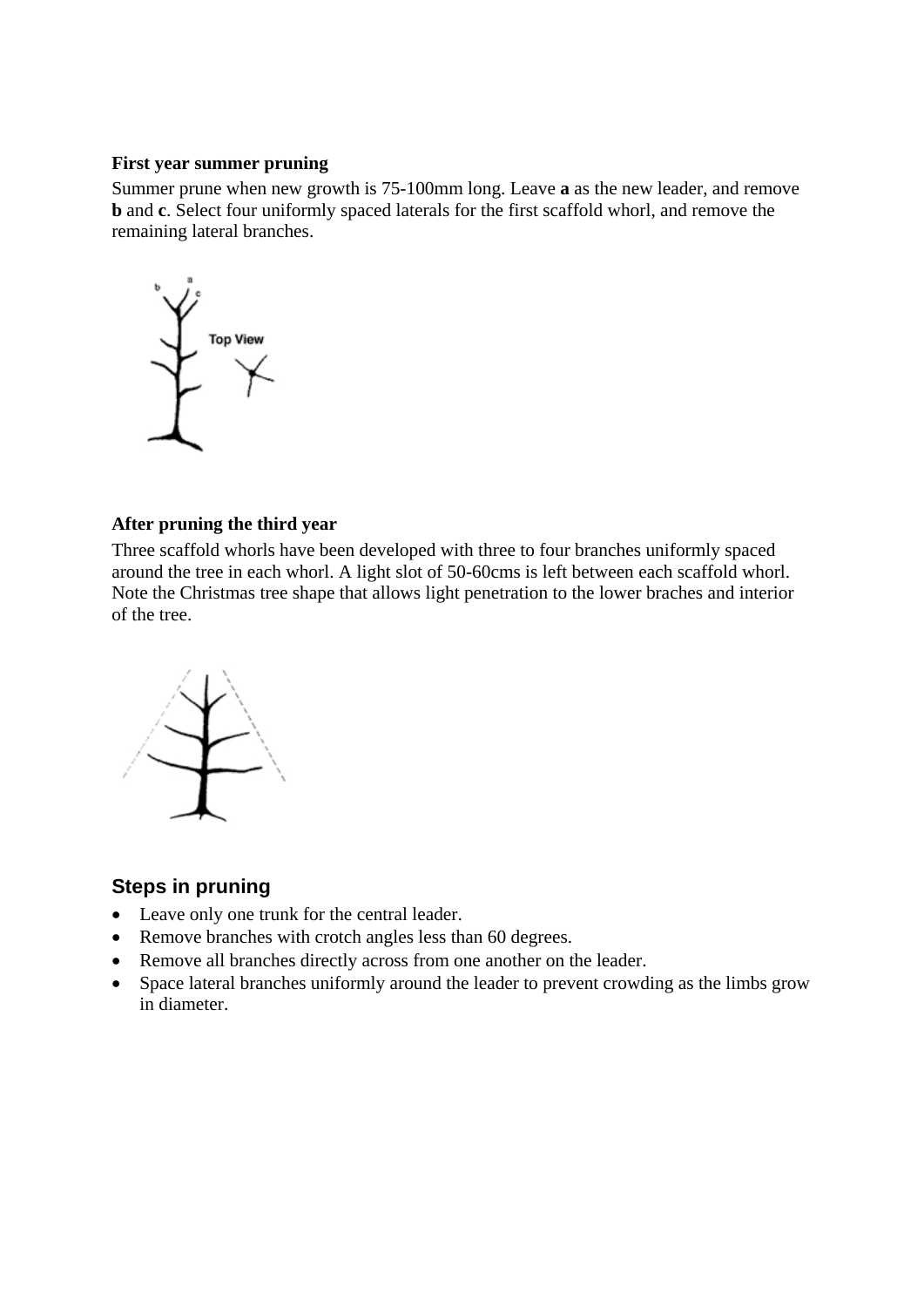**First year summer pruning**

Summer prune when new growth is 75-100mm long. Leave **a** as the new leader, and remove **b** and **c**. Select four uniformly spaced laterals for the first scaffold whorl, and remove the remaining lateral branches.

**After pruning the third year**

Three scaffold whorls have been developed with three to four branches uniformly spaced around the tree in each whorl. A light slot of 50-60cms is left between each scaffold whorl. Note the Christmas tree shape that allows light penetration to the lower braches and interior of the tree.

## Steps in pruning

- Leave only one trunk for the central leader.
- Remove branches with crotch angles less than 60 degrees.
- Remove all branches directly across from one another on the leader.
- Space lateral branches uniformly around the leader to prevent crowding as the limbs grow in diameter.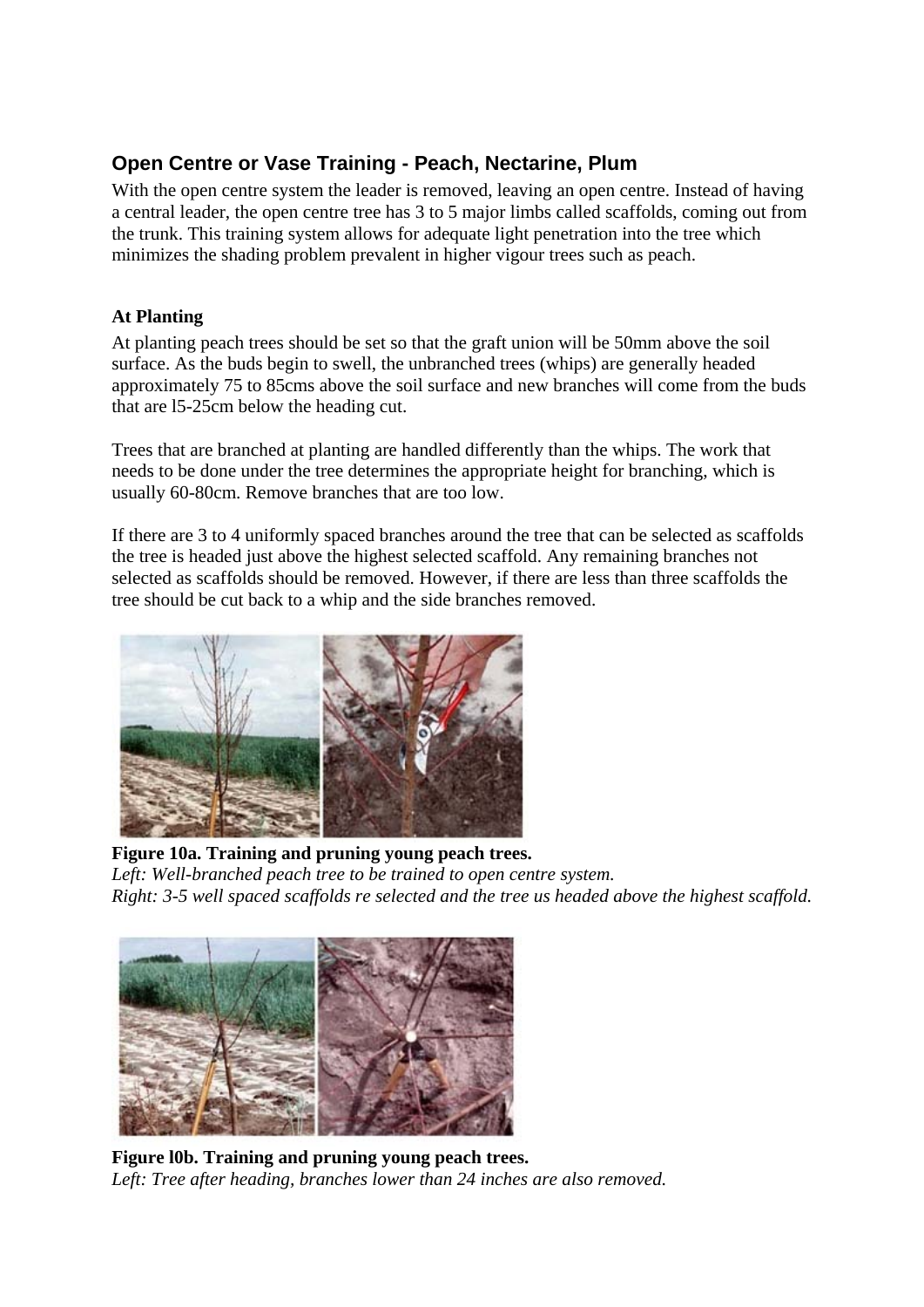## Open Centre or Vase Training - Peach, Nectarine, Plum

With the open centre system the leader is removed, leaving an open centre. Instead of having a central leader, the open centre tree has 3 to 5 major limbs called scaffolds, coming out from the trunk. This training system allows for adequate light penetration into the tree which minimizes the shading problem prevalent in higher vigour trees such as peach.

### At Planting

At planting peach trees should be set so that the graft union will be 50mm above the soil surface. As the buds begin to swell, the unbranched trees (whips) are generally headed approximately 75 to 85cms above the soil surface and new branches will come from the buds that are l5-25cm below the heading cut.

Trees that are branched at planting are handled differently than the whips. The work that needs to be done under the tree determines the appropriate height for branching, which is usually 60-80cm. Remove branches that are too low.

If there are 3 to 4 uniformly spaced branches around the tree that can be selected as scaffolds the tree is headed just above the highest selected scaffold. Any remaining branches not selected as scaffolds should be removed. However, if there are less than three scaffolds the tree should be cut back to a whip and the side branches removed.

**Figure 10a. Training and pruning young peach trees.**
*Left: Well-branched peach tree to be trained to open centre system.*
*Right: 3-5 well spaced scaffolds re selected and the tree us headed above the highest scaffold.*

**Figure l0b. Training and pruning young peach trees.**
*Left: Tree after heading, branches lower than 24 inches are also removed.*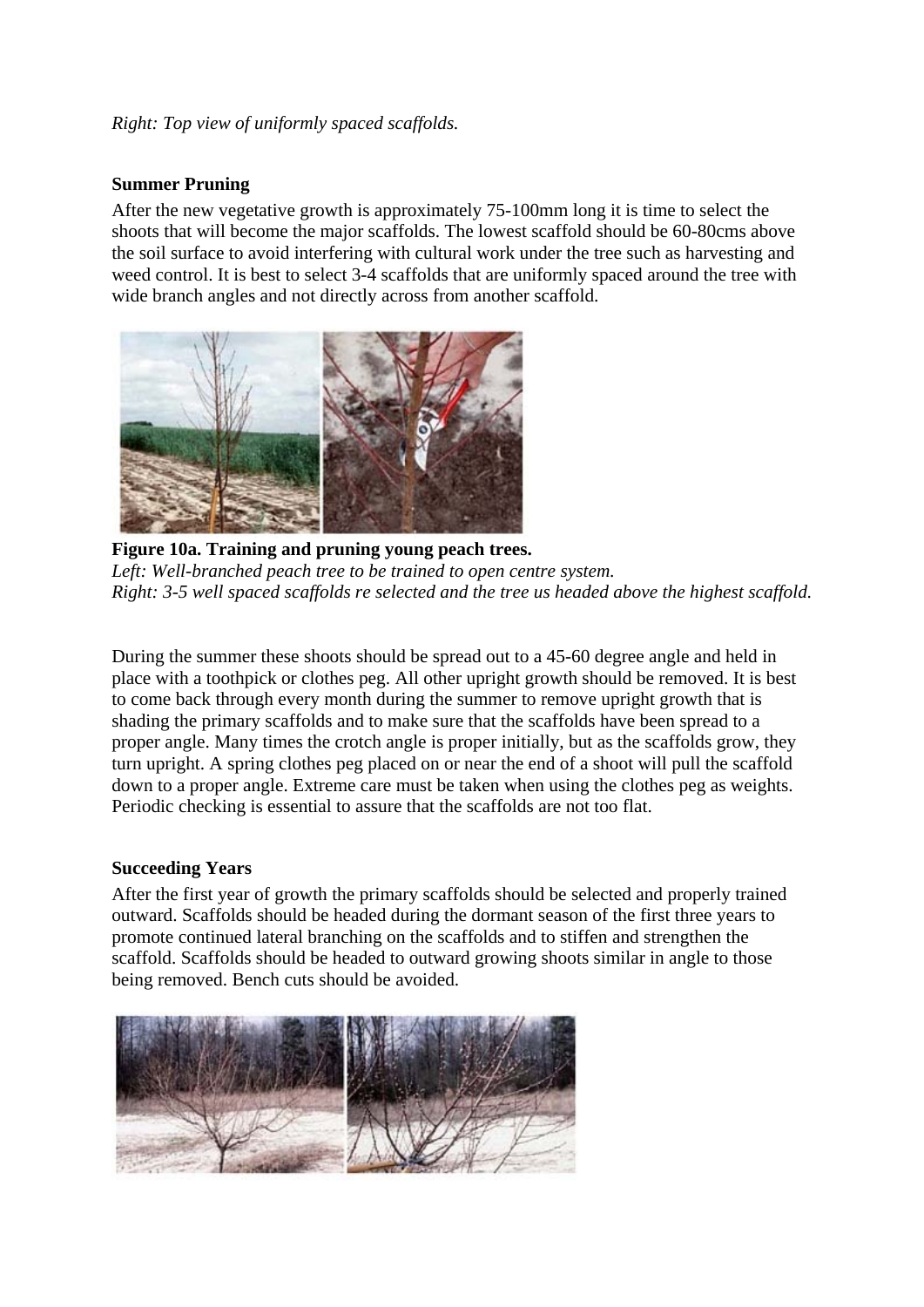*Right: Top view of uniformly spaced scaffolds.*

**Summer Pruning**

After the new vegetative growth is approximately 75-100mm long it is time to select the shoots that will become the major scaffolds. The lowest scaffold should be 60-80cms above the soil surface to avoid interfering with cultural work under the tree such as harvesting and weed control. It is best to select 3-4 scaffolds that are uniformly spaced around the tree with wide branch angles and not directly across from another scaffold.

**Figure 10a. Training and pruning young peach trees.**
*Left: Well-branched peach tree to be trained to open centre system.*
*Right: 3-5 well spaced scaffolds re selected and the tree us headed above the highest scaffold.*

During the summer these shoots should be spread out to a 45-60 degree angle and held in place with a toothpick or clothes peg. All other upright growth should be removed. It is best to come back through every month during the summer to remove upright growth that is shading the primary scaffolds and to make sure that the scaffolds have been spread to a proper angle. Many times the crotch angle is proper initially, but as the scaffolds grow, they turn upright. A spring clothes peg placed on or near the end of a shoot will pull the scaffold down to a proper angle. Extreme care must be taken when using the clothes peg as weights. Periodic checking is essential to assure that the scaffolds are not too flat.

**Succeeding Years**

After the first year of growth the primary scaffolds should be selected and properly trained outward. Scaffolds should be headed during the dormant season of the first three years to promote continued lateral branching on the scaffolds and to stiffen and strengthen the scaffold. Scaffolds should be headed to outward growing shoots similar in angle to those being removed. Bench cuts should be avoided.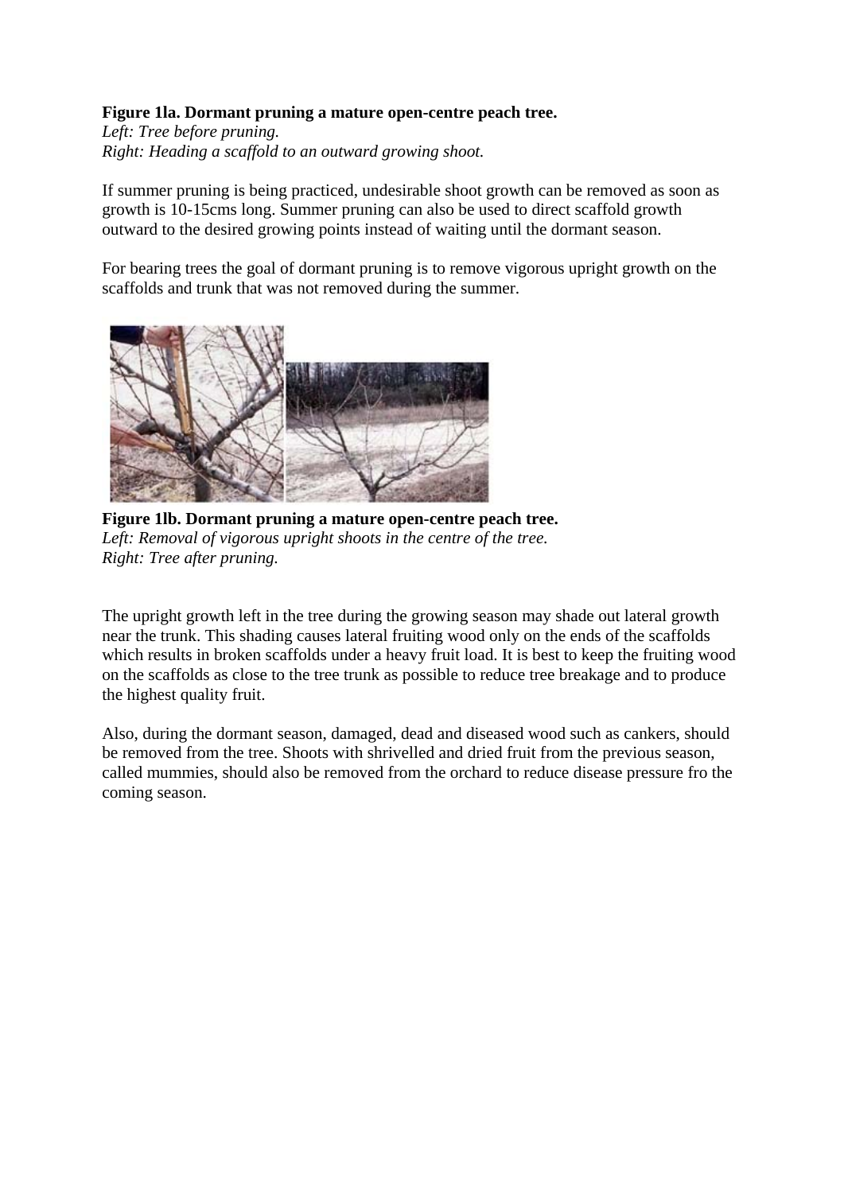**Figure 1la. Dormant pruning a mature open-centre peach tree.**
*Left: Tree before pruning.*
*Right: Heading a scaffold to an outward growing shoot.*

If summer pruning is being practiced, undesirable shoot growth can be removed as soon as growth is 10-15cms long. Summer pruning can also be used to direct scaffold growth outward to the desired growing points instead of waiting until the dormant season.

For bearing trees the goal of dormant pruning is to remove vigorous upright growth on the scaffolds and trunk that was not removed during the summer.

**Figure 1lb. Dormant pruning a mature open-centre peach tree.**
*Left: Removal of vigorous upright shoots in the centre of the tree.*
*Right: Tree after pruning.*

The upright growth left in the tree during the growing season may shade out lateral growth near the trunk. This shading causes lateral fruiting wood only on the ends of the scaffolds which results in broken scaffolds under a heavy fruit load. It is best to keep the fruiting wood on the scaffolds as close to the tree trunk as possible to reduce tree breakage and to produce the highest quality fruit.

Also, during the dormant season, damaged, dead and diseased wood such as cankers, should be removed from the tree. Shoots with shrivelled and dried fruit from the previous season, called mummies, should also be removed from the orchard to reduce disease pressure fro the coming season.